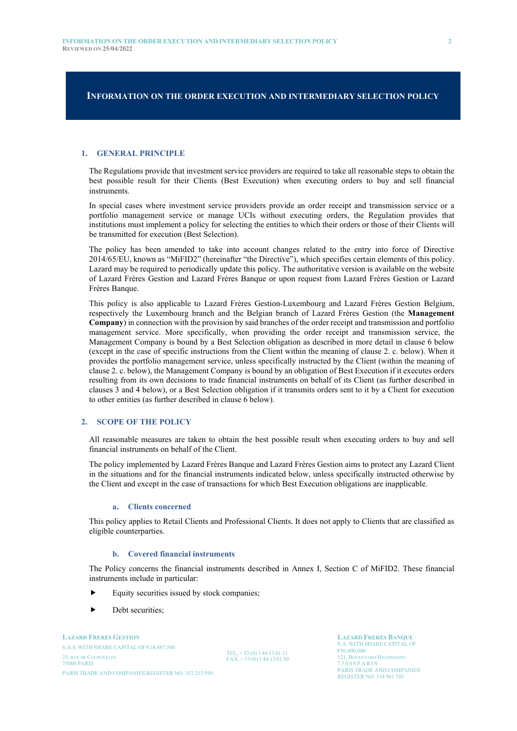# Information on the Order Execution and Intermediary Selection Policy

## 1. GENERAL PRINCIPLE

The Regulations provide that investment service providers are required to take all reasonable steps to obtain the best possible result for their Clients (Best Execution) when executing orders to buy and sell financial instruments.

In special cases where investment service providers provide an order receipt and transmission service or a portfolio management service or manage UCIs without executing orders, the Regulation provides that institutions must implement a policy for selecting the entities to which their orders or those of their Clients will be transmitted for execution (Best Selection).

The policy has been amended to take into account changes related to the entry into force of Directive 2014/65/EU, known as "MiFID2" (hereinafter "the Directive"), which specifies certain elements of this policy. Lazard may be required to periodically update this policy. The authoritative version is available on the website of Lazard Frères Gestion and Lazard Frères Banque or upon request from Lazard Frères Gestion or Lazard Frères Banque.

This policy is also applicable to Lazard Frères Gestion-Luxembourg and Lazard Frères Gestion Belgium, respectively the Luxembourg branch and the Belgian branch of Lazard Frères Gestion (the **Management Company**) in connection with the provision by said branches of the order receipt and transmission and portfolio management service. More specifically, when providing the order receipt and transmission service, the Management Company is bound by a Best Selection obligation as described in more detail in clause 6 below (except in the case of specific instructions from the Client within the meaning of clause 2. c. below). When it provides the portfolio management service, unless specifically instructed by the Client (within the meaning of clause 2. c. below), the Management Company is bound by an obligation of Best Execution if it executes orders resulting from its own decisions to trade financial instruments on behalf of its Client (as further described in clauses 3 and 4 below), or a Best Selection obligation if it transmits orders sent to it by a Client for execution to other entities (as further described in clause 6 below).

## 2. SCOPE OF THE POLICY

All reasonable measures are taken to obtain the best possible result when executing orders to buy and sell financial instruments on behalf of the Client.

The policy implemented by Lazard Frères Banque and Lazard Frères Gestion aims to protect any Lazard Client in the situations and for the financial instruments indicated below, unless specifically instructed otherwise by the Client and except in the case of transactions for which Best Execution obligations are inapplicable.

### a. Clients concerned

This policy applies to Retail Clients and Professional Clients. It does not apply to Clients that are classified as eligible counterparties.

### b. Covered financial instruments

The Policy concerns the financial instruments described in Annex I, Section C of MiFID2. These financial instruments include in particular:

- Equity securities issued by stock companies;
- Debt securities;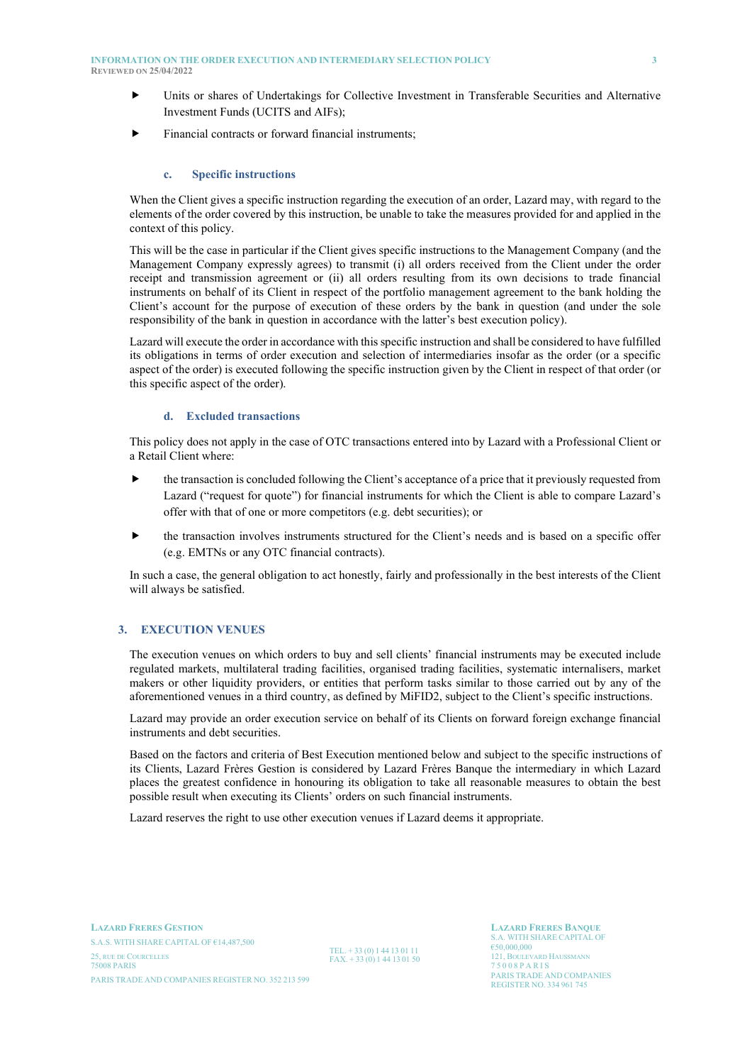- Units or shares of Undertakings for Collective Investment in Transferable Securities and Alternative Investment Funds (UCITS and AIFs);
- Financial contracts or forward financial instruments;

#### c. Specific instructions

When the Client gives a specific instruction regarding the execution of an order, Lazard may, with regard to the elements of the order covered by this instruction, be unable to take the measures provided for and applied in the context of this policy.

This will be the case in particular if the Client gives specific instructions to the Management Company (and the Management Company expressly agrees) to transmit (i) all orders received from the Client under the order receipt and transmission agreement or (ii) all orders resulting from its own decisions to trade financial instruments on behalf of its Client in respect of the portfolio management agreement to the bank holding the Client's account for the purpose of execution of these orders by the bank in question (and under the sole responsibility of the bank in question in accordance with the latter's best execution policy).

Lazard will execute the order in accordance with this specific instruction and shall be considered to have fulfilled its obligations in terms of order execution and selection of intermediaries insofar as the order (or a specific aspect of the order) is executed following the specific instruction given by the Client in respect of that order (or this specific aspect of the order).

#### d. Excluded transactions

This policy does not apply in the case of OTC transactions entered into by Lazard with a Professional Client or a Retail Client where:

- the transaction is concluded following the Client's acceptance of a price that it previously requested from Lazard ("request for quote") for financial instruments for which the Client is able to compare Lazard's offer with that of one or more competitors (e.g. debt securities); or
- the transaction involves instruments structured for the Client's needs and is based on a specific offer (e.g. EMTNs or any OTC financial contracts).

In such a case, the general obligation to act honestly, fairly and professionally in the best interests of the Client will always be satisfied.

## 3. EXECUTION VENUES

The execution venues on which orders to buy and sell clients' financial instruments may be executed include regulated markets, multilateral trading facilities, organised trading facilities, systematic internalisers, market makers or other liquidity providers, or entities that perform tasks similar to those carried out by any of the aforementioned venues in a third country, as defined by MiFID2, subject to the Client's specific instructions.

Lazard may provide an order execution service on behalf of its Clients on forward foreign exchange financial instruments and debt securities.

Based on the factors and criteria of Best Execution mentioned below and subject to the specific instructions of its Clients, Lazard Frères Gestion is considered by Lazard Frères Banque the intermediary in which Lazard places the greatest confidence in honouring its obligation to take all reasonable measures to obtain the best possible result when executing its Clients' orders on such financial instruments.

Lazard reserves the right to use other execution venues if Lazard deems it appropriate.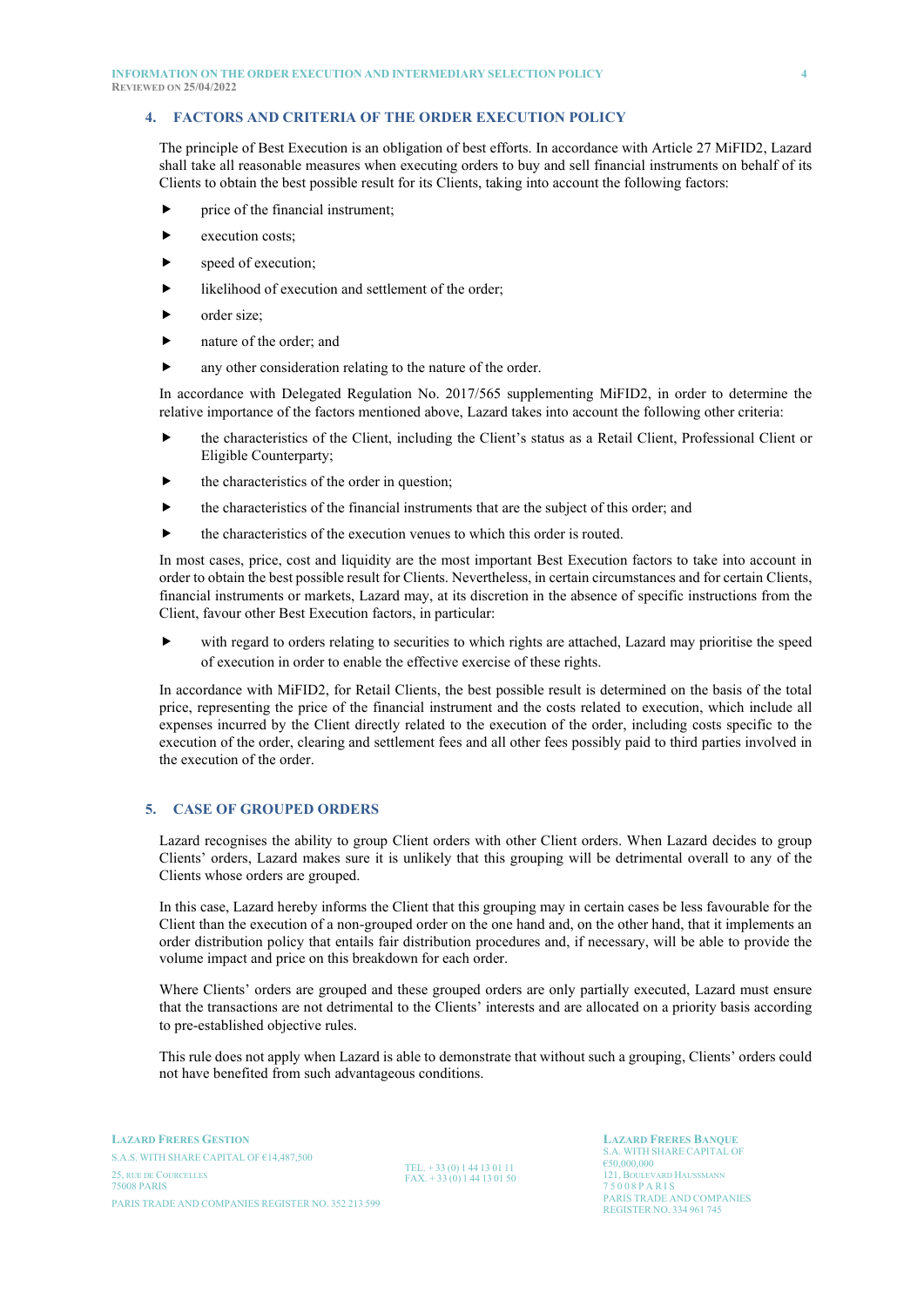## 4. FACTORS AND CRITERIA OF THE ORDER EXECUTION POLICY

The principle of Best Execution is an obligation of best efforts. In accordance with Article 27 MiFID2, Lazard shall take all reasonable measures when executing orders to buy and sell financial instruments on behalf of its Clients to obtain the best possible result for its Clients, taking into account the following factors:

- price of the financial instrument;
- execution costs;
- speed of execution;
- likelihood of execution and settlement of the order;
- order size;
- nature of the order; and
- any other consideration relating to the nature of the order.

In accordance with Delegated Regulation No. 2017/565 supplementing MiFID2, in order to determine the relative importance of the factors mentioned above, Lazard takes into account the following other criteria:

- the characteristics of the Client, including the Client's status as a Retail Client, Professional Client or Eligible Counterparty;
- the characteristics of the order in question;
- the characteristics of the financial instruments that are the subject of this order; and
- the characteristics of the execution venues to which this order is routed.

In most cases, price, cost and liquidity are the most important Best Execution factors to take into account in order to obtain the best possible result for Clients. Nevertheless, in certain circumstances and for certain Clients, financial instruments or markets, Lazard may, at its discretion in the absence of specific instructions from the Client, favour other Best Execution factors, in particular:

- with regard to orders relating to securities to which rights are attached, Lazard may prioritise the speed of execution in order to enable the effective exercise of these rights.

In accordance with MiFID2, for Retail Clients, the best possible result is determined on the basis of the total price, representing the price of the financial instrument and the costs related to execution, which include all expenses incurred by the Client directly related to the execution of the order, including costs specific to the execution of the order, clearing and settlement fees and all other fees possibly paid to third parties involved in the execution of the order.

## 5. CASE OF GROUPED ORDERS

Lazard recognises the ability to group Client orders with other Client orders. When Lazard decides to group Clients' orders, Lazard makes sure it is unlikely that this grouping will be detrimental overall to any of the Clients whose orders are grouped.

In this case, Lazard hereby informs the Client that this grouping may in certain cases be less favourable for the Client than the execution of a non-grouped order on the one hand and, on the other hand, that it implements an order distribution policy that entails fair distribution procedures and, if necessary, will be able to provide the volume impact and price on this breakdown for each order.

Where Clients' orders are grouped and these grouped orders are only partially executed, Lazard must ensure that the transactions are not detrimental to the Clients' interests and are allocated on a priority basis according to pre-established objective rules.

This rule does not apply when Lazard is able to demonstrate that without such a grouping, Clients' orders could not have benefited from such advantageous conditions.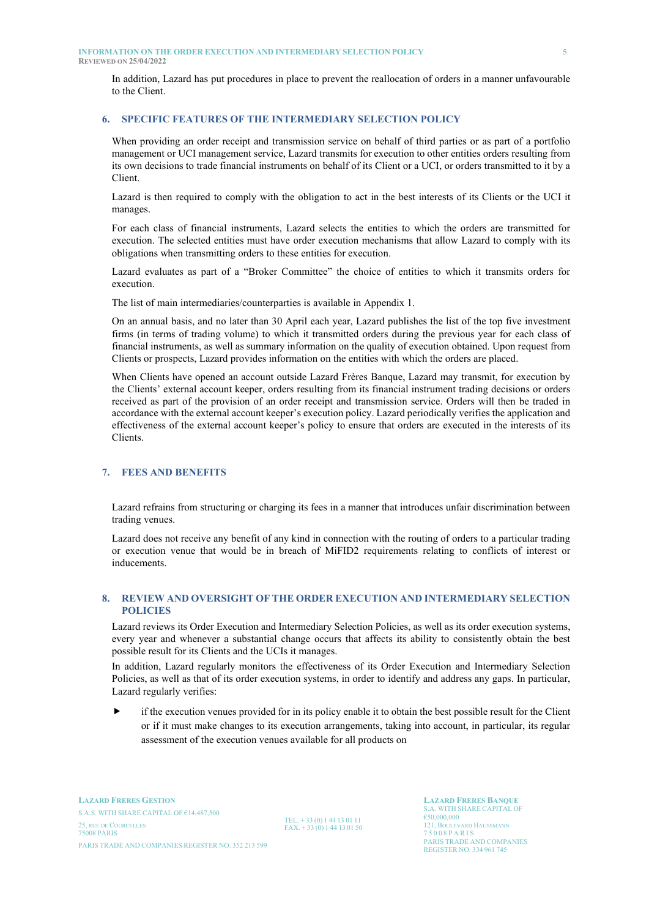In addition, Lazard has put procedures in place to prevent the reallocation of orders in a manner unfavourable to the Client.

## 6. SPECIFIC FEATURES OF THE INTERMEDIARY SELECTION POLICY

When providing an order receipt and transmission service on behalf of third parties or as part of a portfolio management or UCI management service, Lazard transmits for execution to other entities orders resulting from its own decisions to trade financial instruments on behalf of its Client or a UCI, or orders transmitted to it by a Client.

Lazard is then required to comply with the obligation to act in the best interests of its Clients or the UCI it manages.

For each class of financial instruments, Lazard selects the entities to which the orders are transmitted for execution. The selected entities must have order execution mechanisms that allow Lazard to comply with its obligations when transmitting orders to these entities for execution.

Lazard evaluates as part of a "Broker Committee" the choice of entities to which it transmits orders for execution.

The list of main intermediaries/counterparties is available in Appendix 1.

On an annual basis, and no later than 30 April each year, Lazard publishes the list of the top five investment firms (in terms of trading volume) to which it transmitted orders during the previous year for each class of financial instruments, as well as summary information on the quality of execution obtained. Upon request from Clients or prospects, Lazard provides information on the entities with which the orders are placed.

When Clients have opened an account outside Lazard Frères Banque, Lazard may transmit, for execution by the Clients' external account keeper, orders resulting from its financial instrument trading decisions or orders received as part of the provision of an order receipt and transmission service. Orders will then be traded in accordance with the external account keeper's execution policy. Lazard periodically verifies the application and effectiveness of the external account keeper's policy to ensure that orders are executed in the interests of its Clients.

## 7. FEES AND BENEFITS

Lazard refrains from structuring or charging its fees in a manner that introduces unfair discrimination between trading venues.

Lazard does not receive any benefit of any kind in connection with the routing of orders to a particular trading or execution venue that would be in breach of MiFID2 requirements relating to conflicts of interest or inducements.

## 8. REVIEW AND OVERSIGHT OF THE ORDER EXECUTION AND INTERMEDIARY SELECTION POLICIES

Lazard reviews its Order Execution and Intermediary Selection Policies, as well as its order execution systems, every year and whenever a substantial change occurs that affects its ability to consistently obtain the best possible result for its Clients and the UCIs it manages.

In addition, Lazard regularly monitors the effectiveness of its Order Execution and Intermediary Selection Policies, as well as that of its order execution systems, in order to identify and address any gaps. In particular, Lazard regularly verifies:

- if the execution venues provided for in its policy enable it to obtain the best possible result for the Client or if it must make changes to its execution arrangements, taking into account, in particular, its regular assessment of the execution venues available for all products on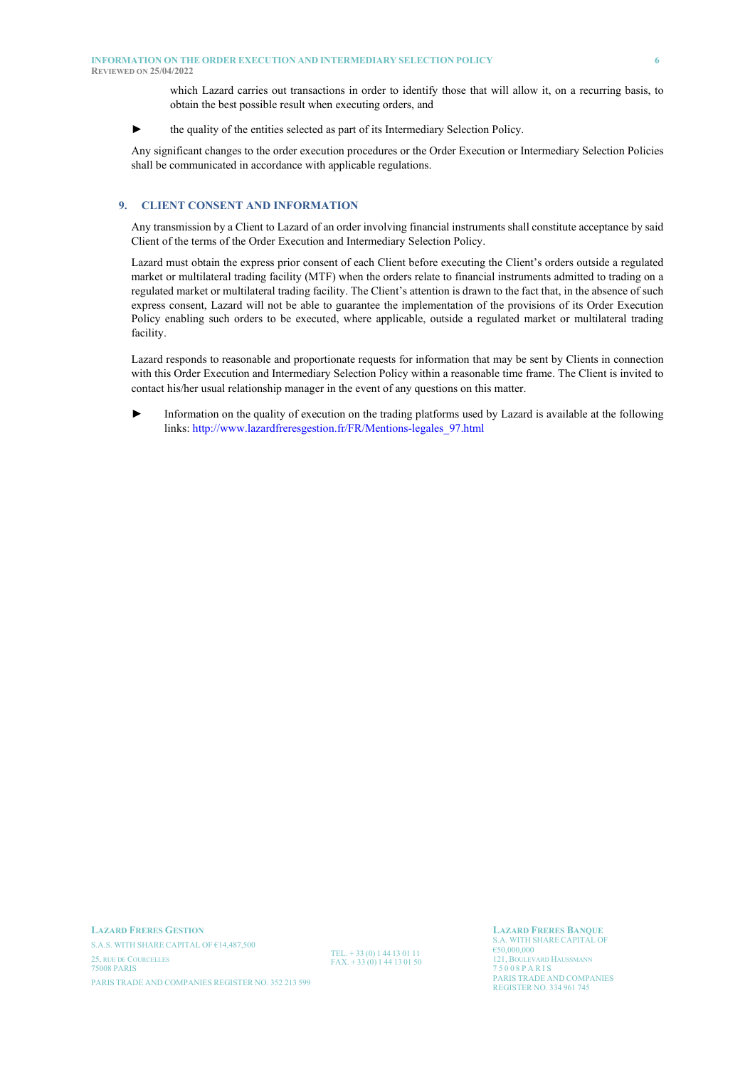which Lazard carries out transactions in order to identify those that will allow it, on a recurring basis, to obtain the best possible result when executing orders, and

- the quality of the entities selected as part of its Intermediary Selection Policy.

Any significant changes to the order execution procedures or the Order Execution or Intermediary Selection Policies shall be communicated in accordance with applicable regulations.

## 9. CLIENT CONSENT AND INFORMATION

Any transmission by a Client to Lazard of an order involving financial instruments shall constitute acceptance by said Client of the terms of the Order Execution and Intermediary Selection Policy.

Lazard must obtain the express prior consent of each Client before executing the Client's orders outside a regulated market or multilateral trading facility (MTF) when the orders relate to financial instruments admitted to trading on a regulated market or multilateral trading facility. The Client's attention is drawn to the fact that, in the absence of such express consent, Lazard will not be able to guarantee the implementation of the provisions of its Order Execution Policy enabling such orders to be executed, where applicable, outside a regulated market or multilateral trading facility.

Lazard responds to reasonable and proportionate requests for information that may be sent by Clients in connection with this Order Execution and Intermediary Selection Policy within a reasonable time frame. The Client is invited to contact his/her usual relationship manager in the event of any questions on this matter.

- Information on the quality of execution on the trading platforms used by Lazard is available at the following links: http://www.lazardfreresgestion.fr/FR/Mentions-legales_97.html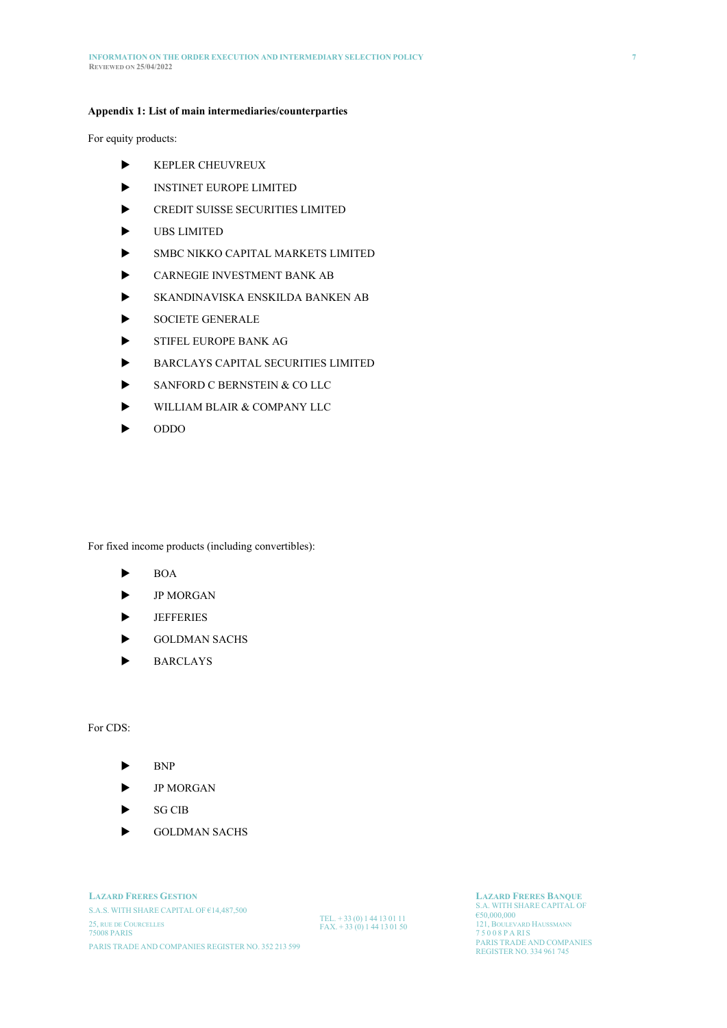**Appendix 1: List of main intermediaries/counterparties**

For equity products:

- KEPLER CHEUVREUX
- INSTINET EUROPE LIMITED
- CREDIT SUISSE SECURITIES LIMITED
- UBS LIMITED
- SMBC NIKKO CAPITAL MARKETS LIMITED
- CARNEGIE INVESTMENT BANK AB
- SKANDINAVISKA ENSKILDA BANKEN AB
- SOCIETE GENERALE
- STIFEL EUROPE BANK AG
- BARCLAYS CAPITAL SECURITIES LIMITED
- SANFORD C BERNSTEIN & CO LLC
- WILLIAM BLAIR & COMPANY LLC
- ODDO

For fixed income products (including convertibles):

- BOA
- JP MORGAN
- JEFFERIES
- GOLDMAN SACHS
- BARCLAYS

For CDS:

- BNP
- JP MORGAN
- SG CIB
- GOLDMAN SACHS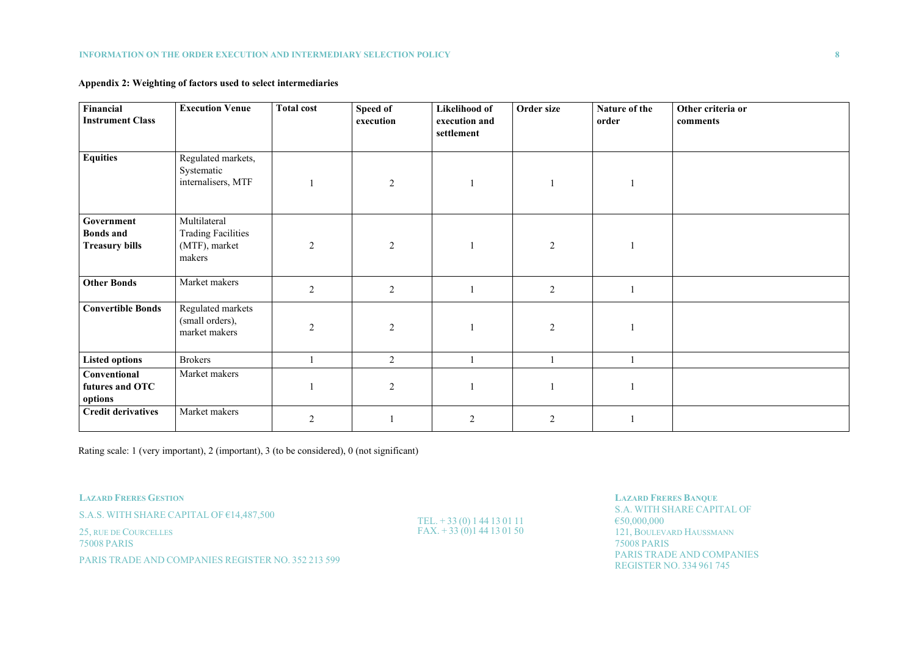**Appendix 2: Weighting of factors used to select intermediaries**

| Financial Instrument Class | Execution Venue | Total cost | Speed of execution | Likelihood of execution and settlement | Order size | Nature of the order | Other criteria or comments |
|---|---|---|---|---|---|---|---|
| **Equities** | Regulated markets, Systematic internalisers, MTF | 1 | 2 | 1 | 1 | 1 | |
| **Government Bonds and Treasury bills** | Multilateral Trading Facilities (MTF), market makers | 2 | 2 | 1 | 2 | 1 | |
| **Other Bonds** | Market makers | 2 | 2 | 1 | 2 | 1 | |
| **Convertible Bonds** | Regulated markets (small orders), market makers | 2 | 2 | 1 | 2 | 1 | |
| **Listed options** | Brokers | 1 | 2 | 1 | 1 | 1 | |
| **Conventional futures and OTC options** | Market makers | 1 | 2 | 1 | 1 | 1 | |
| **Credit derivatives** | Market makers | 2 | 1 | 2 | 2 | 1 | |

Rating scale: 1 (very important), 2 (important), 3 (to be considered), 0 (not significant)

**LAZARD FRERES GESTION**
S.A.S. WITH SHARE CAPITAL OF €14,487,500
25, RUE DE COURCELLES
75008 PARIS
PARIS TRADE AND COMPANIES REGISTER NO. 352 213 599

TEL. + 33 (0) 1 44 13 01 11
FAX. + 33 (0)1 44 13 01 50

**LAZARD FRERES BANQUE**
S.A. WITH SHARE CAPITAL OF €50,000,000
121, BOULEVARD HAUSSMANN
75008 PARIS
PARIS TRADE AND COMPANIES REGISTER NO. 334 961 745